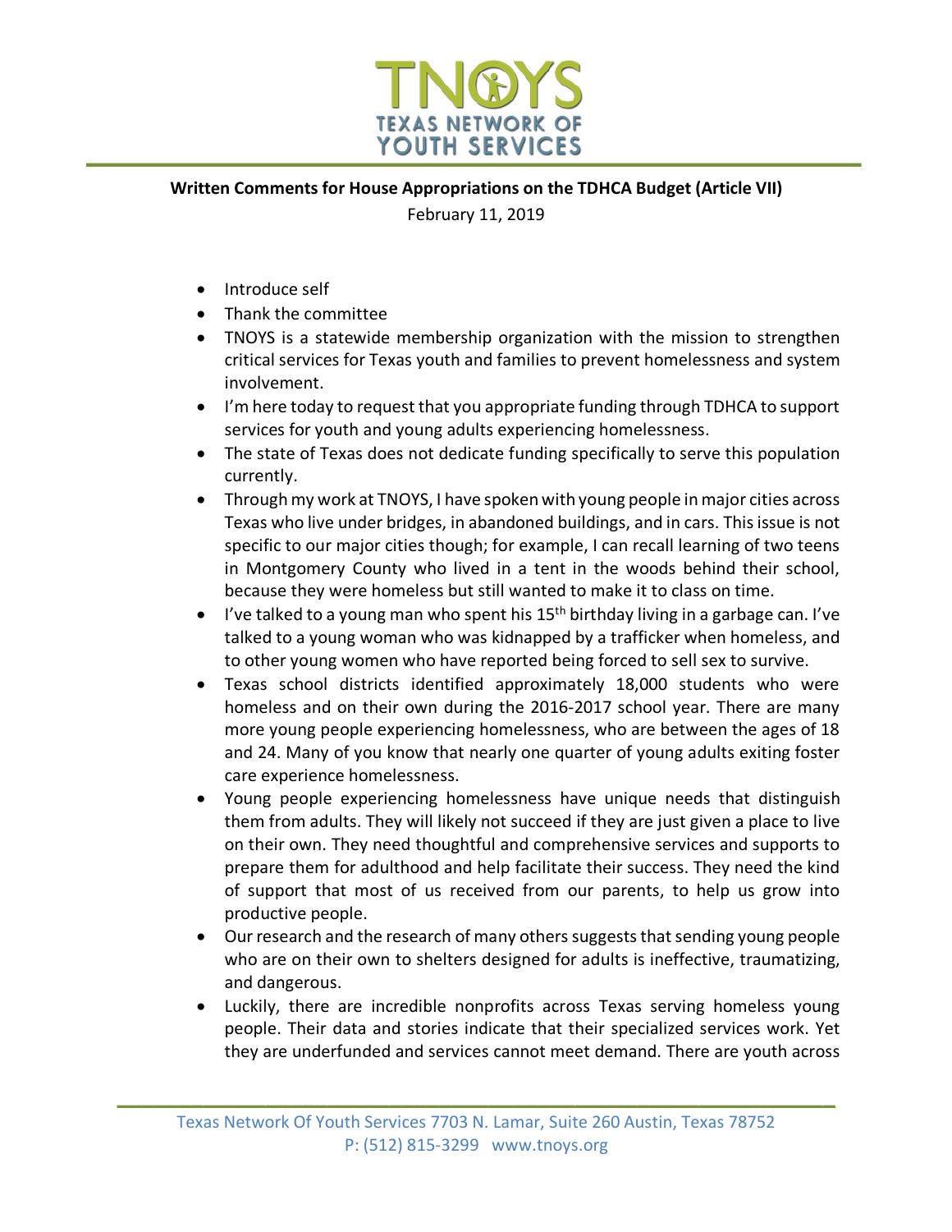# TNOYS
## TEXAS NETWORK OF YOUTH SERVICES

**Written Comments for House Appropriations on the TDHCA Budget (Article VII)**

February 11, 2019

- Introduce self
- Thank the committee
- TNOYS is a statewide membership organization with the mission to strengthen critical services for Texas youth and families to prevent homelessness and system involvement.
- I'm here today to request that you appropriate funding through TDHCA to support services for youth and young adults experiencing homelessness.
- The state of Texas does not dedicate funding specifically to serve this population currently.
- Through my work at TNOYS, I have spoken with young people in major cities across Texas who live under bridges, in abandoned buildings, and in cars. This issue is not specific to our major cities though; for example, I can recall learning of two teens in Montgomery County who lived in a tent in the woods behind their school, because they were homeless but still wanted to make it to class on time.
- I've talked to a young man who spent his 15th birthday living in a garbage can. I've talked to a young woman who was kidnapped by a trafficker when homeless, and to other young women who have reported being forced to sell sex to survive.
- Texas school districts identified approximately 18,000 students who were homeless and on their own during the 2016-2017 school year. There are many more young people experiencing homelessness, who are between the ages of 18 and 24. Many of you know that nearly one quarter of young adults exiting foster care experience homelessness.
- Young people experiencing homelessness have unique needs that distinguish them from adults. They will likely not succeed if they are just given a place to live on their own. They need thoughtful and comprehensive services and supports to prepare them for adulthood and help facilitate their success. They need the kind of support that most of us received from our parents, to help us grow into productive people.
- Our research and the research of many others suggests that sending young people who are on their own to shelters designed for adults is ineffective, traumatizing, and dangerous.
- Luckily, there are incredible nonprofits across Texas serving homeless young people. Their data and stories indicate that their specialized services work. Yet they are underfunded and services cannot meet demand. There are youth across

Texas Network Of Youth Services 7703 N. Lamar, Suite 260 Austin, Texas 78752
P: (512) 815-3299 www.tnoys.org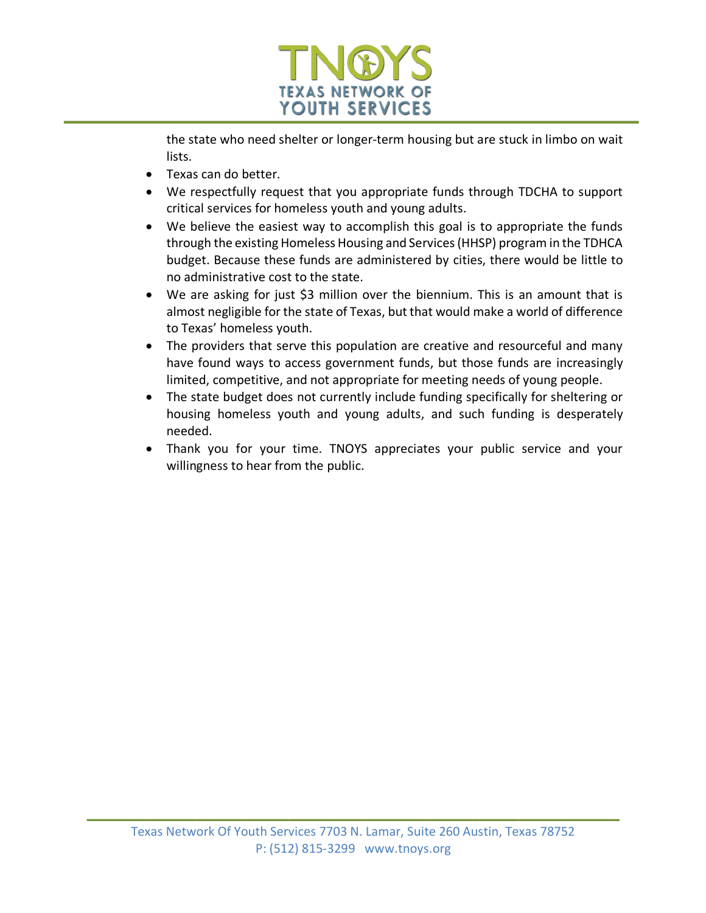the state who need shelter or longer-term housing but are stuck in limbo on wait lists.

- Texas can do better.
- We respectfully request that you appropriate funds through TDCHA to support critical services for homeless youth and young adults.
- We believe the easiest way to accomplish this goal is to appropriate the funds through the existing Homeless Housing and Services (HHSP) program in the TDHCA budget. Because these funds are administered by cities, there would be little to no administrative cost to the state.
- We are asking for just $3 million over the biennium. This is an amount that is almost negligible for the state of Texas, but that would make a world of difference to Texas' homeless youth.
- The providers that serve this population are creative and resourceful and many have found ways to access government funds, but those funds are increasingly limited, competitive, and not appropriate for meeting needs of young people.
- The state budget does not currently include funding specifically for sheltering or housing homeless youth and young adults, and such funding is desperately needed.
- Thank you for your time. TNOYS appreciates your public service and your willingness to hear from the public.